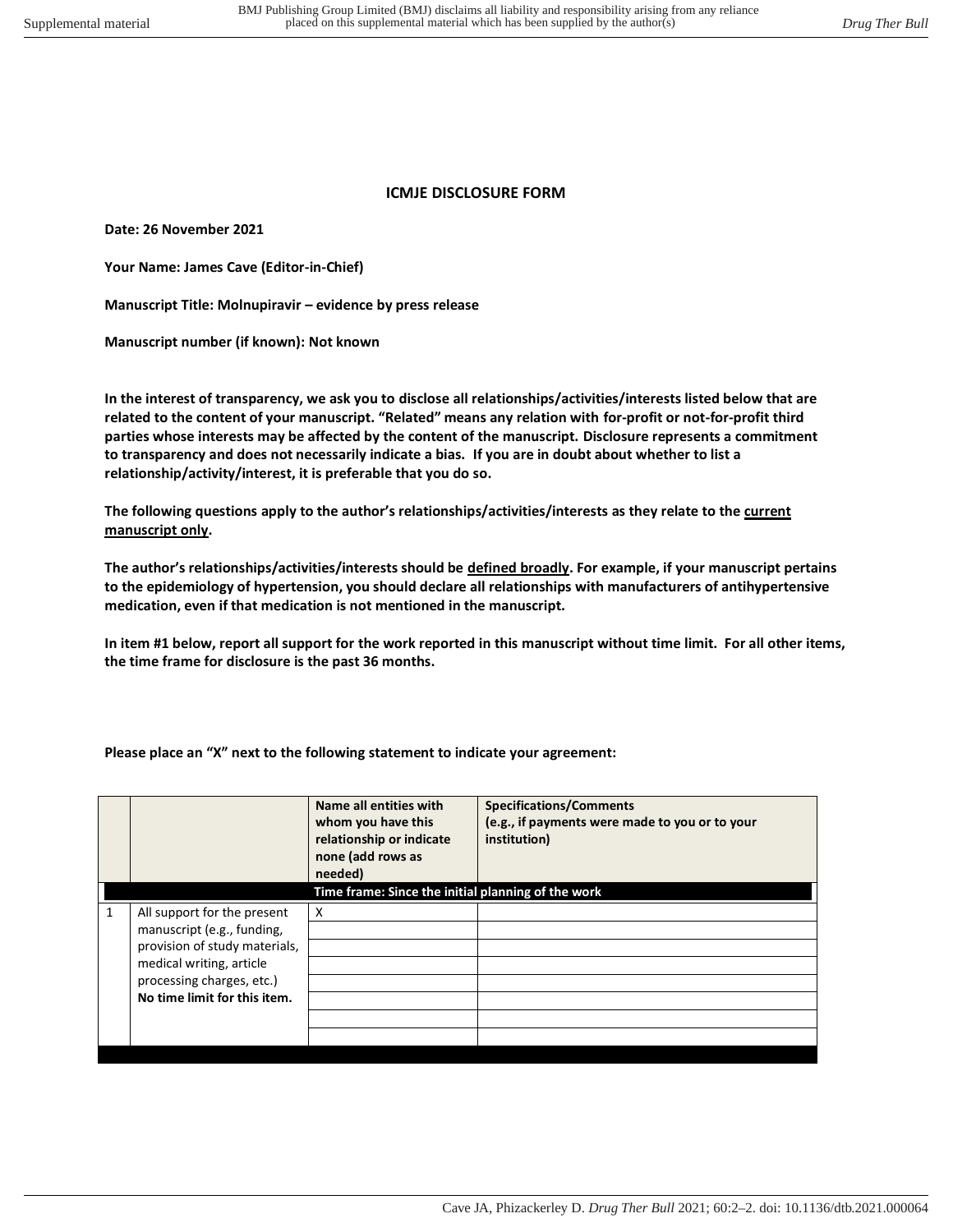**ICMJE DISCLOSURE FORM**

**Date: 26 November 2021**

**Your Name: James Cave (Editor-in-Chief)**

**Manuscript Title: Molnupiravir – evidence by press release**

**Manuscript number (if known): Not known**

**In the interest of transparency, we ask you to disclose all relationships/activities/interests listed below that are related to the content of your manuscript. "Related" means any relation with for-profit or not-for-profit third parties whose interests may be affected by the content of the manuscript. Disclosure represents a commitment to transparency and does not necessarily indicate a bias. If you are in doubt about whether to list a relationship/activity/interest, it is preferable that you do so.**

**The following questions apply to the author's relationships/activities/interests as they relate to the <u>current manuscript only</u>.**

**The author's relationships/activities/interests should be <u>defined broadly</u>. For example, if your manuscript pertains to the epidemiology of hypertension, you should declare all relationships with manufacturers of antihypertensive medication, even if that medication is not mentioned in the manuscript.**

**In item #1 below, report all support for the work reported in this manuscript without time limit. For all other items, the time frame for disclosure is the past 36 months.**

**Please place an "X" next to the following statement to indicate your agreement:**

| | | Name all entities with whom you have this relationship or indicate none (add rows as needed) | Specifications/Comments (e.g., if payments were made to you or to your institution) |
|---|---|---|---|
| | | **Time frame: Since the initial planning of the work** | |
| 1 | All support for the present manuscript (e.g., funding, provision of study materials, medical writing, article processing charges, etc.) **No time limit for this item.** | X | |
| | | | |
| | | | |
| | | | |
| | | | |
| | | | |
| | | | |
| | | | |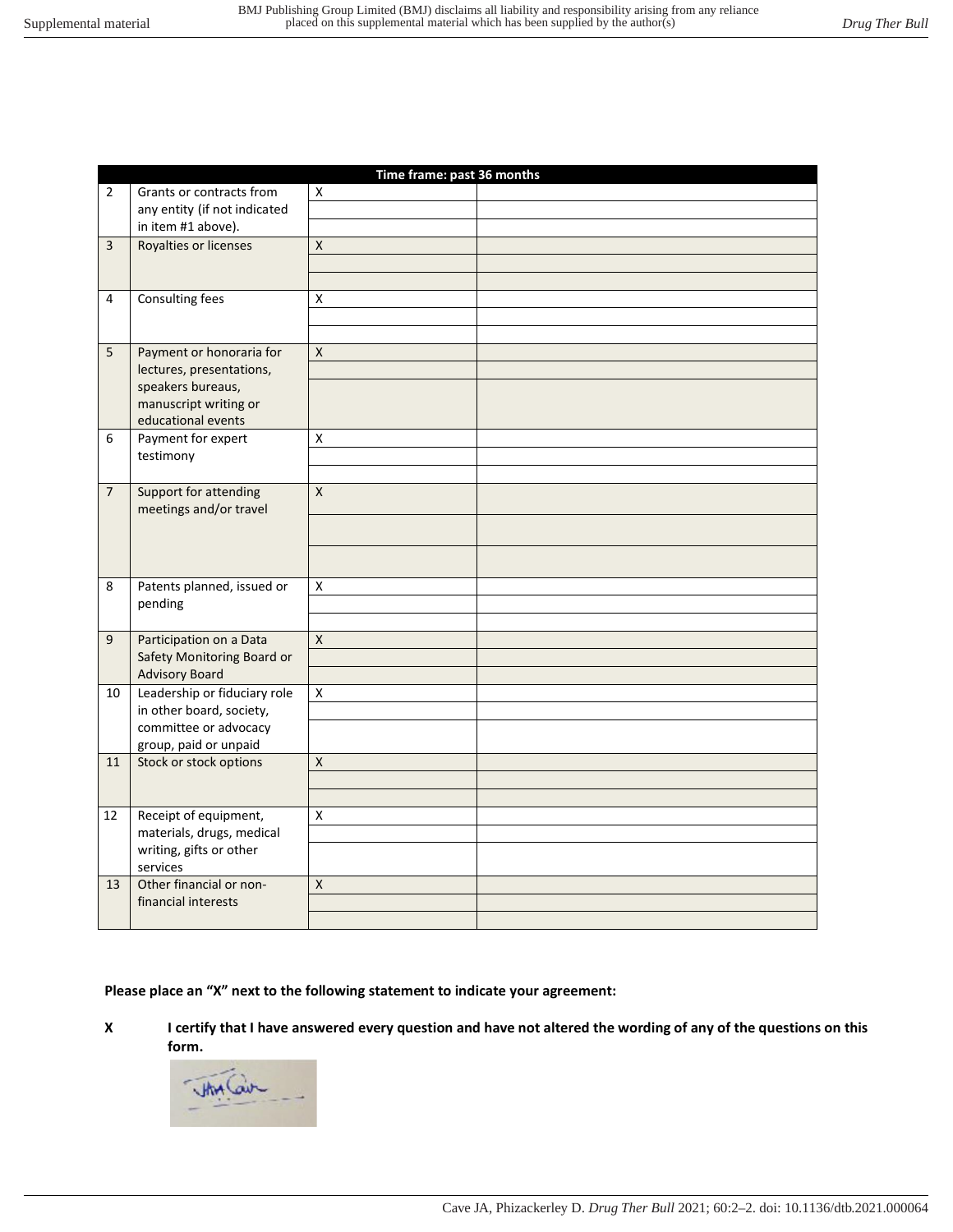| Time frame: past 36 months | | | |
|---|---|---|---|
| 2 | Grants or contracts from any entity (if not indicated in item #1 above). | X | |
| | | | |
| | | | |
| 3 | Royalties or licenses | X | |
| | | | |
| | | | |
| 4 | Consulting fees | X | |
| | | | |
| | | | |
| 5 | Payment or honoraria for lectures, presentations, speakers bureaus, manuscript writing or educational events | X | |
| | | | |
| | | | |
| 6 | Payment for expert testimony | X | |
| | | | |
| | | | |
| 7 | Support for attending meetings and/or travel | X | |
| | | | |
| | | | |
| 8 | Patents planned, issued or pending | X | |
| | | | |
| | | | |
| 9 | Participation on a Data Safety Monitoring Board or Advisory Board | X | |
| | | | |
| | | | |
| 10 | Leadership or fiduciary role in other board, society, committee or advocacy group, paid or unpaid | X | |
| | | | |
| | | | |
| 11 | Stock or stock options | X | |
| | | | |
| | | | |
| 12 | Receipt of equipment, materials, drugs, medical writing, gifts or other services | X | |
| | | | |
| | | | |
| 13 | Other financial or non-financial interests | X | |
| | | | |
| | | | |

**Please place an "X" next to the following statement to indicate your agreement:**

**X** **I certify that I have answered every question and have not altered the wording of any of the questions on this form.**